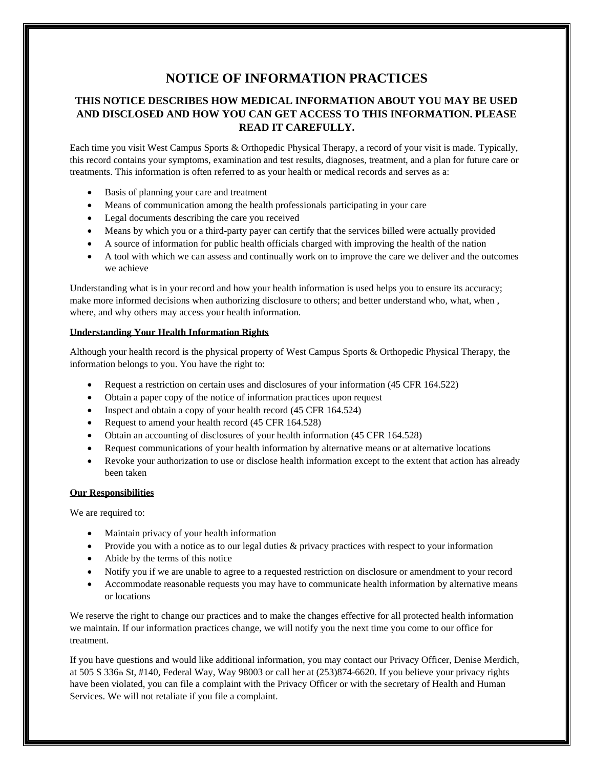# NOTICE OF INFORMATION PRACTICES

## THIS NOTICE DESCRIBES HOW MEDICAL INFORMATION ABOUT YOU MAY BE USED AND DISCLOSED AND HOW YOU CAN GET ACCESS TO THIS INFORMATION. PLEASE READ IT CAREFULLY.

Each time you visit West Campus Sports & Orthopedic Physical Therapy, a record of your visit is made. Typically, this record contains your symptoms, examination and test results, diagnoses, treatment, and a plan for future care or treatments. This information is often referred to as your health or medical records and serves as a:

- Basis of planning your care and treatment
- Means of communication among the health professionals participating in your care
- Legal documents describing the care you received
- Means by which you or a third-party payer can certify that the services billed were actually provided
- A source of information for public health officials charged with improving the health of the nation
- A tool with which we can assess and continually work on to improve the care we deliver and the outcomes we achieve

Understanding what is in your record and how your health information is used helps you to ensure its accuracy; make more informed decisions when authorizing disclosure to others; and better understand who, what, when , where, and why others may access your health information.

**Understanding Your Health Information Rights**

Although your health record is the physical property of West Campus Sports & Orthopedic Physical Therapy, the information belongs to you. You have the right to:

- Request a restriction on certain uses and disclosures of your information (45 CFR 164.522)
- Obtain a paper copy of the notice of information practices upon request
- Inspect and obtain a copy of your health record (45 CFR 164.524)
- Request to amend your health record (45 CFR 164.528)
- Obtain an accounting of disclosures of your health information (45 CFR 164.528)
- Request communications of your health information by alternative means or at alternative locations
- Revoke your authorization to use or disclose health information except to the extent that action has already been taken

**Our Responsibilities**

We are required to:

- Maintain privacy of your health information
- Provide you with a notice as to our legal duties & privacy practices with respect to your information
- Abide by the terms of this notice
- Notify you if we are unable to agree to a requested restriction on disclosure or amendment to your record
- Accommodate reasonable requests you may have to communicate health information by alternative means or locations

We reserve the right to change our practices and to make the changes effective for all protected health information we maintain. If our information practices change, we will notify you the next time you come to our office for treatment.

If you have questions and would like additional information, you may contact our Privacy Officer, Denise Merdich, at 505 S 336th St, #140, Federal Way, Way 98003 or call her at (253)874-6620. If you believe your privacy rights have been violated, you can file a complaint with the Privacy Officer or with the secretary of Health and Human Services. We will not retaliate if you file a complaint.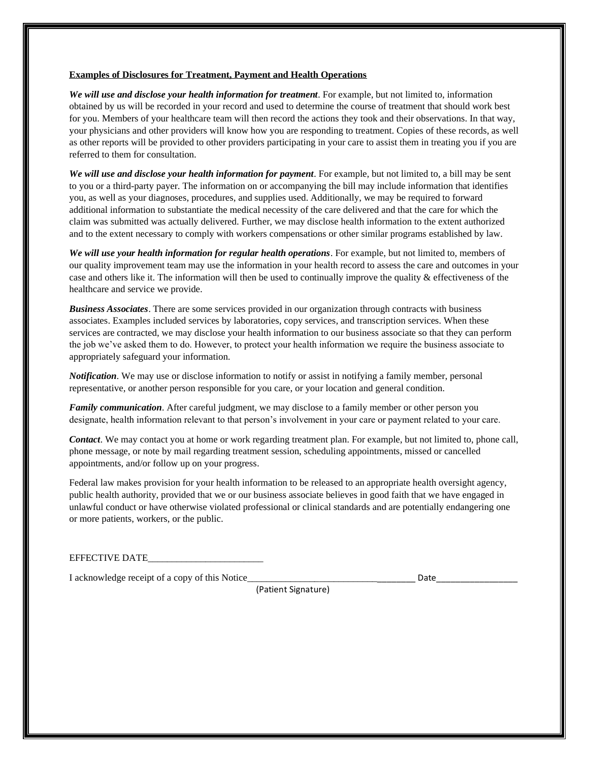**Examples of Disclosures for Treatment, Payment and Health Operations**

***We will use and disclose your health information for treatment***. For example, but not limited to, information obtained by us will be recorded in your record and used to determine the course of treatment that should work best for you. Members of your healthcare team will then record the actions they took and their observations. In that way, your physicians and other providers will know how you are responding to treatment. Copies of these records, as well as other reports will be provided to other providers participating in your care to assist them in treating you if you are referred to them for consultation.

***We will use and disclose your health information for payment***. For example, but not limited to, a bill may be sent to you or a third-party payer. The information on or accompanying the bill may include information that identifies you, as well as your diagnoses, procedures, and supplies used. Additionally, we may be required to forward additional information to substantiate the medical necessity of the care delivered and that the care for which the claim was submitted was actually delivered. Further, we may disclose health information to the extent authorized and to the extent necessary to comply with workers compensations or other similar programs established by law.

***We will use your health information for regular health operations***. For example, but not limited to, members of our quality improvement team may use the information in your health record to assess the care and outcomes in your case and others like it. The information will then be used to continually improve the quality & effectiveness of the healthcare and service we provide.

***Business Associates***. There are some services provided in our organization through contracts with business associates. Examples included services by laboratories, copy services, and transcription services. When these services are contracted, we may disclose your health information to our business associate so that they can perform the job we've asked them to do. However, to protect your health information we require the business associate to appropriately safeguard your information.

***Notification***. We may use or disclose information to notify or assist in notifying a family member, personal representative, or another person responsible for you care, or your location and general condition.

***Family communication***. After careful judgment, we may disclose to a family member or other person you designate, health information relevant to that person's involvement in your care or payment related to your care.

***Contact***. We may contact you at home or work regarding treatment plan. For example, but not limited to, phone call, phone message, or note by mail regarding treatment session, scheduling appointments, missed or cancelled appointments, and/or follow up on your progress.

Federal law makes provision for your health information to be released to an appropriate health oversight agency, public health authority, provided that we or our business associate believes in good faith that we have engaged in unlawful conduct or have otherwise violated professional or clinical standards and are potentially endangering one or more patients, workers, or the public.

EFFECTIVE DATE________________________

I acknowledge receipt of a copy of this Notice___________________________________ Date_________________
(Patient Signature)